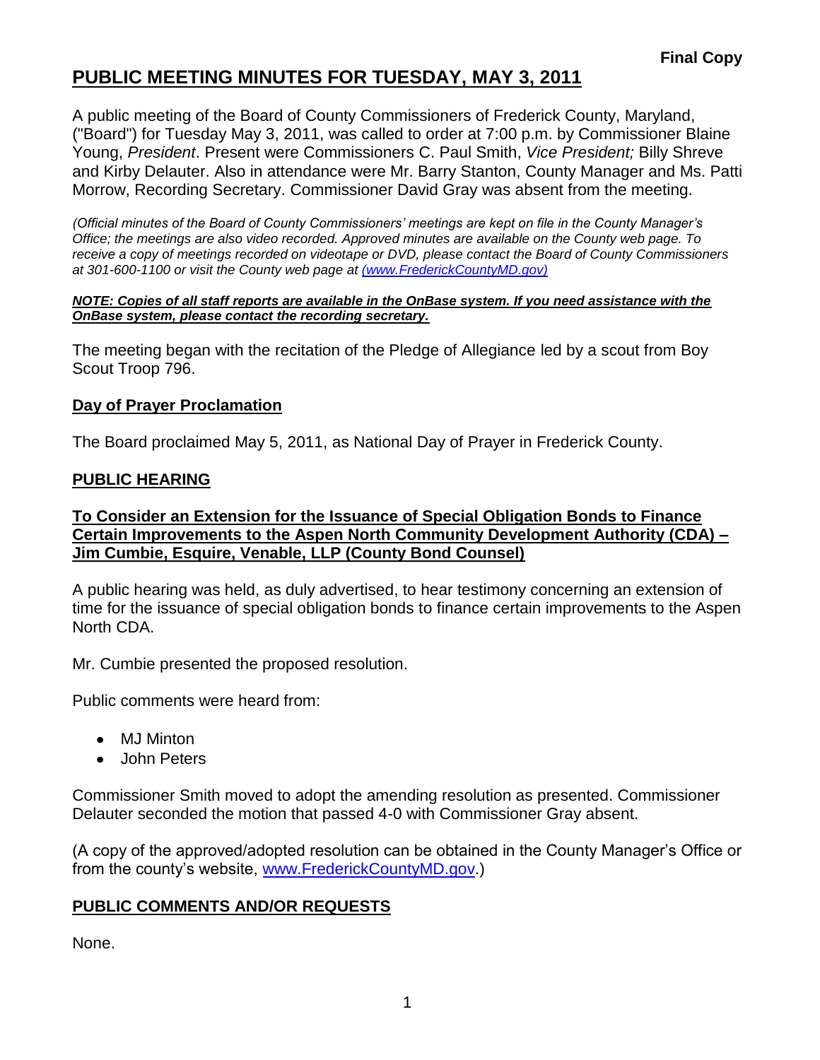**Final Copy**

# PUBLIC MEETING MINUTES FOR TUESDAY, MAY 3, 2011

A public meeting of the Board of County Commissioners of Frederick County, Maryland, ("Board") for Tuesday May 3, 2011, was called to order at 7:00 p.m. by Commissioner Blaine Young, *President*. Present were Commissioners C. Paul Smith, *Vice President;* Billy Shreve and Kirby Delauter. Also in attendance were Mr. Barry Stanton, County Manager and Ms. Patti Morrow, Recording Secretary. Commissioner David Gray was absent from the meeting.

*(Official minutes of the Board of County Commissioners' meetings are kept on file in the County Manager's Office; the meetings are also video recorded. Approved minutes are available on the County web page. To receive a copy of meetings recorded on videotape or DVD, please contact the Board of County Commissioners at 301-600-1100 or visit the County web page at (www.FrederickCountyMD.gov)*

***NOTE: Copies of all staff reports are available in the OnBase system. If you need assistance with the OnBase system, please contact the recording secretary.***

The meeting began with the recitation of the Pledge of Allegiance led by a scout from Boy Scout Troop 796.

## Day of Prayer Proclamation

The Board proclaimed May 5, 2011, as National Day of Prayer in Frederick County.

## PUBLIC HEARING

### To Consider an Extension for the Issuance of Special Obligation Bonds to Finance Certain Improvements to the Aspen North Community Development Authority (CDA) – Jim Cumbie, Esquire, Venable, LLP (County Bond Counsel)

A public hearing was held, as duly advertised, to hear testimony concerning an extension of time for the issuance of special obligation bonds to finance certain improvements to the Aspen North CDA.

Mr. Cumbie presented the proposed resolution.

Public comments were heard from:

- MJ Minton
- John Peters

Commissioner Smith moved to adopt the amending resolution as presented. Commissioner Delauter seconded the motion that passed 4-0 with Commissioner Gray absent.

(A copy of the approved/adopted resolution can be obtained in the County Manager's Office or from the county's website, www.FrederickCountyMD.gov.)

## PUBLIC COMMENTS AND/OR REQUESTS

None.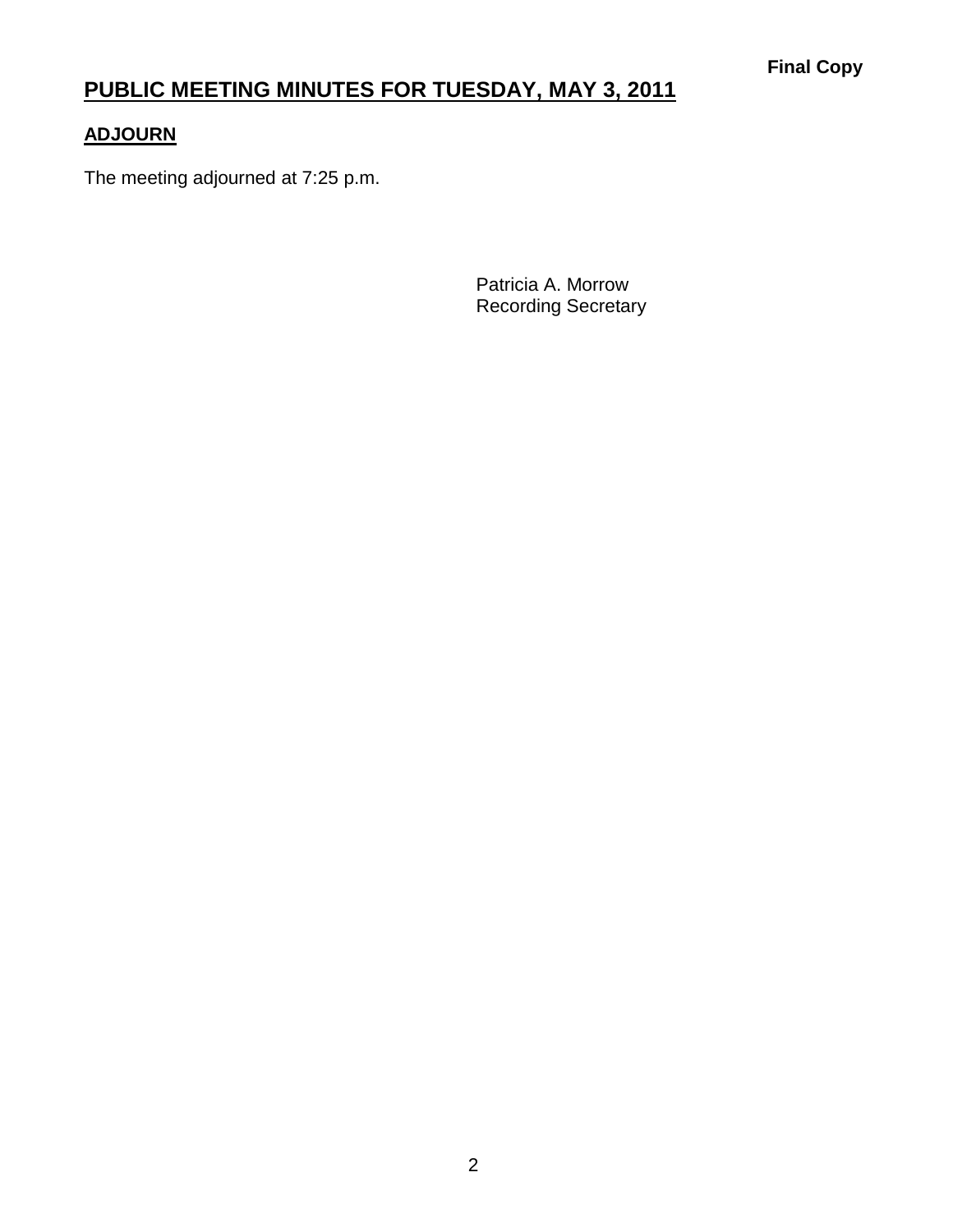**Final Copy**

# PUBLIC MEETING MINUTES FOR TUESDAY, MAY 3, 2011

## ADJOURN

The meeting adjourned at 7:25 p.m.

Patricia A. Morrow
Recording Secretary